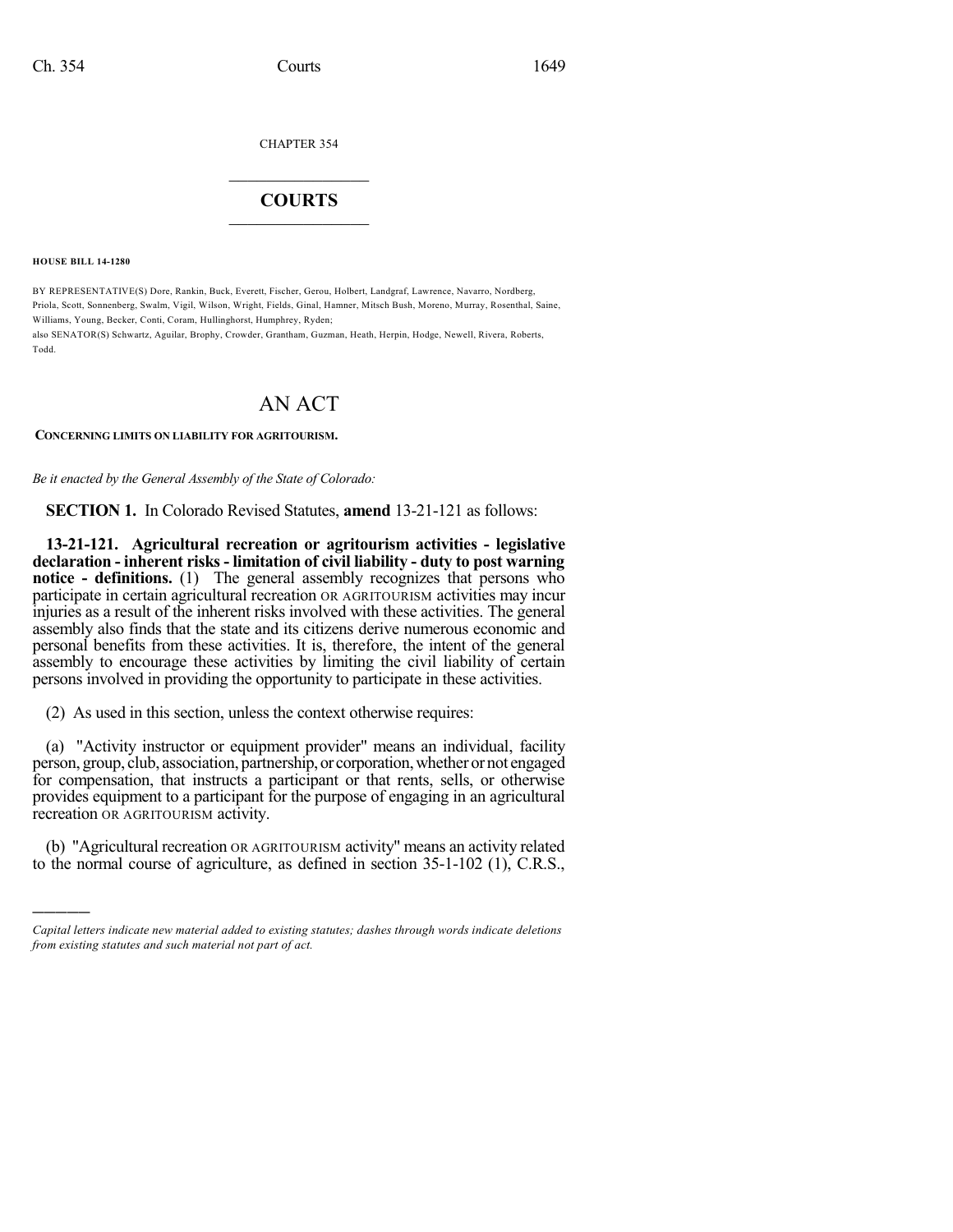CHAPTER 354

# COURTS

**HOUSE BILL 14-1280**

BY REPRESENTATIVE(S) Dore, Rankin, Buck, Everett, Fischer, Gerou, Holbert, Landgraf, Lawrence, Navarro, Nordberg, Priola, Scott, Sonnenberg, Swalm, Vigil, Wilson, Wright, Fields, Ginal, Hamner, Mitsch Bush, Moreno, Murray, Rosenthal, Saine, Williams, Young, Becker, Conti, Coram, Hullinghorst, Humphrey, Ryden;
also SENATOR(S) Schwartz, Aguilar, Brophy, Crowder, Grantham, Guzman, Heath, Herpin, Hodge, Newell, Rivera, Roberts, Todd.

# AN ACT

**CONCERNING LIMITS ON LIABILITY FOR AGRITOURISM.**

*Be it enacted by the General Assembly of the State of Colorado:*

**SECTION 1.** In Colorado Revised Statutes, **amend** 13-21-121 as follows:

**13-21-121. Agricultural recreation or agritourism activities - legislative declaration - inherent risks - limitation of civil liability - duty to post warning notice - definitions.** (1) The general assembly recognizes that persons who participate in certain agricultural recreation OR AGRITOURISM activities may incur injuries as a result of the inherent risks involved with these activities. The general assembly also finds that the state and its citizens derive numerous economic and personal benefits from these activities. It is, therefore, the intent of the general assembly to encourage these activities by limiting the civil liability of certain persons involved in providing the opportunity to participate in these activities.

(2) As used in this section, unless the context otherwise requires:

(a) "Activity instructor or equipment provider" means an individual, facility person, group, club, association, partnership, or corporation, whether or not engaged for compensation, that instructs a participant or that rents, sells, or otherwise provides equipment to a participant for the purpose of engaging in an agricultural recreation OR AGRITOURISM activity.

(b) "Agricultural recreation OR AGRITOURISM activity" means an activity related to the normal course of agriculture, as defined in section 35-1-102 (1), C.R.S.,

---

*Capital letters indicate new material added to existing statutes; dashes through words indicate deletions from existing statutes and such material not part of act.*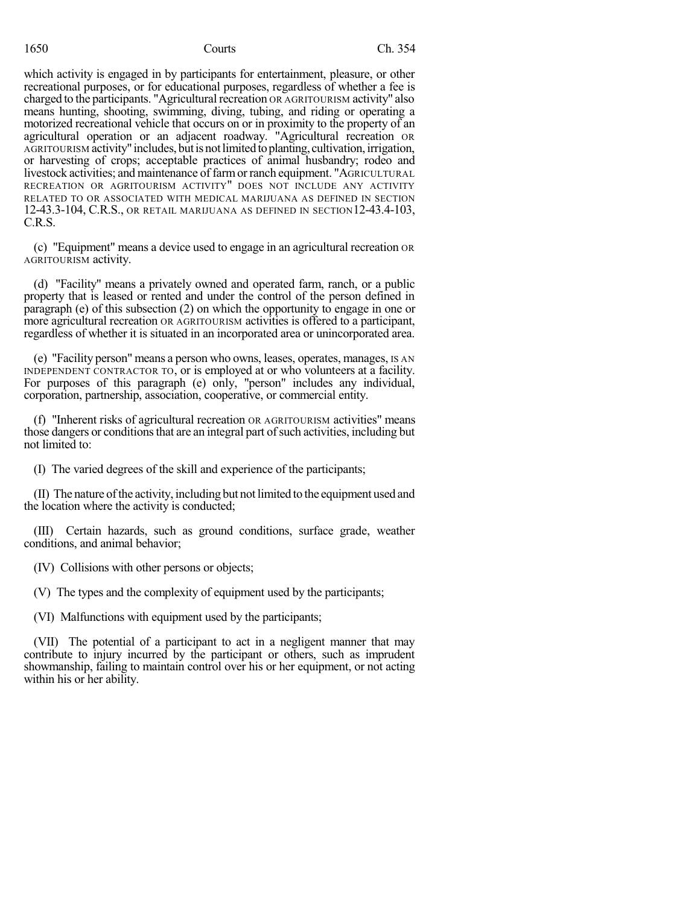which activity is engaged in by participants for entertainment, pleasure, or other recreational purposes, or for educational purposes, regardless of whether a fee is charged to the participants. "Agricultural recreation OR AGRITOURISM activity" also means hunting, shooting, swimming, diving, tubing, and riding or operating a motorized recreational vehicle that occurs on or in proximity to the property of an agricultural operation or an adjacent roadway. "Agricultural recreation OR AGRITOURISM activity" includes, but is not limited to planting, cultivation, irrigation, or harvesting of crops; acceptable practices of animal husbandry; rodeo and livestock activities; and maintenance of farm or ranch equipment. "AGRICULTURAL RECREATION OR AGRITOURISM ACTIVITY" DOES NOT INCLUDE ANY ACTIVITY RELATED TO OR ASSOCIATED WITH MEDICAL MARIJUANA AS DEFINED IN SECTION 12-43.3-104, C.R.S., OR RETAIL MARIJUANA AS DEFINED IN SECTION 12-43.4-103, C.R.S.

(c) "Equipment" means a device used to engage in an agricultural recreation OR AGRITOURISM activity.

(d) "Facility" means a privately owned and operated farm, ranch, or a public property that is leased or rented and under the control of the person defined in paragraph (e) of this subsection (2) on which the opportunity to engage in one or more agricultural recreation OR AGRITOURISM activities is offered to a participant, regardless of whether it is situated in an incorporated area or unincorporated area.

(e) "Facility person" means a person who owns, leases, operates, manages, IS AN INDEPENDENT CONTRACTOR TO, or is employed at or who volunteers at a facility. For purposes of this paragraph (e) only, "person" includes any individual, corporation, partnership, association, cooperative, or commercial entity.

(f) "Inherent risks of agricultural recreation OR AGRITOURISM activities" means those dangers or conditions that are an integral part of such activities, including but not limited to:

(I) The varied degrees of the skill and experience of the participants;

(II) The nature of the activity, including but not limited to the equipment used and the location where the activity is conducted;

(III) Certain hazards, such as ground conditions, surface grade, weather conditions, and animal behavior;

(IV) Collisions with other persons or objects;

(V) The types and the complexity of equipment used by the participants;

(VI) Malfunctions with equipment used by the participants;

(VII) The potential of a participant to act in a negligent manner that may contribute to injury incurred by the participant or others, such as imprudent showmanship, failing to maintain control over his or her equipment, or not acting within his or her ability.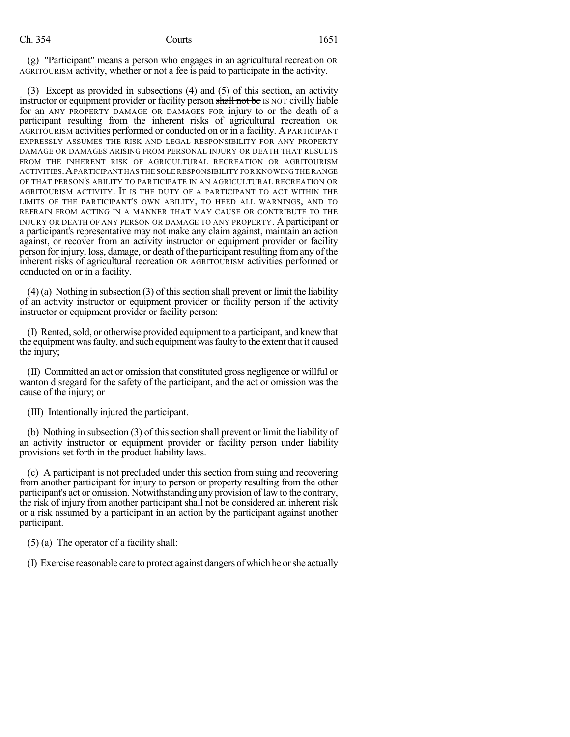(g) "Participant" means a person who engages in an agricultural recreation OR AGRITOURISM activity, whether or not a fee is paid to participate in the activity.

(3) Except as provided in subsections (4) and (5) of this section, an activity instructor or equipment provider or facility person ~~shall not be~~ IS NOT civilly liable for ~~an~~ ANY PROPERTY DAMAGE OR DAMAGES FOR injury to or the death of a participant resulting from the inherent risks of agricultural recreation OR AGRITOURISM activities performed or conducted on or in a facility. A PARTICIPANT EXPRESSLY ASSUMES THE RISK AND LEGAL RESPONSIBILITY FOR ANY PROPERTY DAMAGE OR DAMAGES ARISING FROM PERSONAL INJURY OR DEATH THAT RESULTS FROM THE INHERENT RISK OF AGRICULTURAL RECREATION OR AGRITOURISM ACTIVITIES. A PARTICIPANT HAS THE SOLE RESPONSIBILITY FOR KNOWING THE RANGE OF THAT PERSON'S ABILITY TO PARTICIPATE IN AN AGRICULTURAL RECREATION OR AGRITOURISM ACTIVITY. IT IS THE DUTY OF A PARTICIPANT TO ACT WITHIN THE LIMITS OF THE PARTICIPANT'S OWN ABILITY, TO HEED ALL WARNINGS, AND TO REFRAIN FROM ACTING IN A MANNER THAT MAY CAUSE OR CONTRIBUTE TO THE INJURY OR DEATH OF ANY PERSON OR DAMAGE TO ANY PROPERTY. A participant or a participant's representative may not make any claim against, maintain an action against, or recover from an activity instructor or equipment provider or facility person for injury, loss, damage, or death of the participant resulting from any of the inherent risks of agricultural recreation OR AGRITOURISM activities performed or conducted on or in a facility.

(4) (a) Nothing in subsection (3) of this section shall prevent or limit the liability of an activity instructor or equipment provider or facility person if the activity instructor or equipment provider or facility person:

(I) Rented, sold, or otherwise provided equipment to a participant, and knew that the equipment was faulty, and such equipment was faulty to the extent that it caused the injury;

(II) Committed an act or omission that constituted gross negligence or willful or wanton disregard for the safety of the participant, and the act or omission was the cause of the injury; or

(III) Intentionally injured the participant.

(b) Nothing in subsection (3) of this section shall prevent or limit the liability of an activity instructor or equipment provider or facility person under liability provisions set forth in the product liability laws.

(c) A participant is not precluded under this section from suing and recovering from another participant for injury to person or property resulting from the other participant's act or omission. Notwithstanding any provision of law to the contrary, the risk of injury from another participant shall not be considered an inherent risk or a risk assumed by a participant in an action by the participant against another participant.

(5) (a) The operator of a facility shall:

(I) Exercise reasonable care to protect against dangers of which he or she actually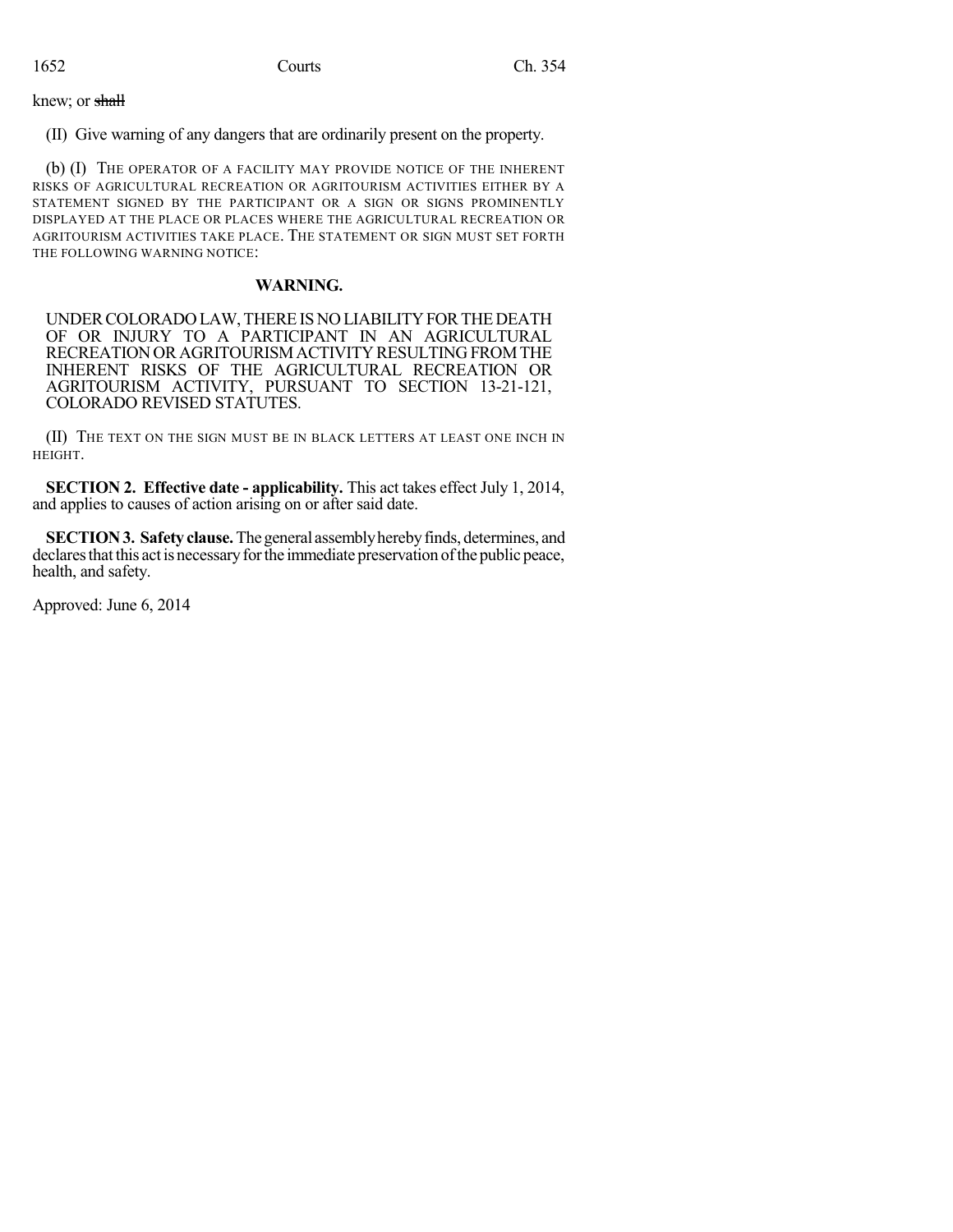knew; or ~~shall~~

(II) Give warning of any dangers that are ordinarily present on the property.

(b) (I) THE OPERATOR OF A FACILITY MAY PROVIDE NOTICE OF THE INHERENT RISKS OF AGRICULTURAL RECREATION OR AGRITOURISM ACTIVITIES EITHER BY A STATEMENT SIGNED BY THE PARTICIPANT OR A SIGN OR SIGNS PROMINENTLY DISPLAYED AT THE PLACE OR PLACES WHERE THE AGRICULTURAL RECREATION OR AGRITOURISM ACTIVITIES TAKE PLACE. THE STATEMENT OR SIGN MUST SET FORTH THE FOLLOWING WARNING NOTICE:

**WARNING.**

UNDER COLORADO LAW, THERE IS NO LIABILITY FOR THE DEATH OF OR INJURY TO A PARTICIPANT IN AN AGRICULTURAL RECREATION OR AGRITOURISM ACTIVITY RESULTING FROM THE INHERENT RISKS OF THE AGRICULTURAL RECREATION OR AGRITOURISM ACTIVITY, PURSUANT TO SECTION 13-21-121, COLORADO REVISED STATUTES.

(II) THE TEXT ON THE SIGN MUST BE IN BLACK LETTERS AT LEAST ONE INCH IN HEIGHT.

**SECTION 2. Effective date - applicability.** This act takes effect July 1, 2014, and applies to causes of action arising on or after said date.

**SECTION 3. Safety clause.** The general assembly hereby finds, determines, and declares that this act is necessary for the immediate preservation of the public peace, health, and safety.

Approved: June 6, 2014